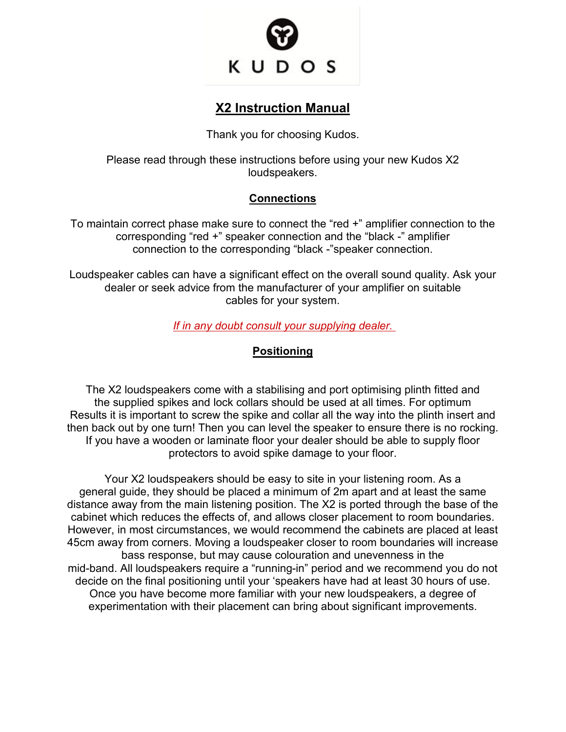KUDOS

# X2 Instruction Manual

Thank you for choosing Kudos.

Please read through these instructions before using your new Kudos X2 loudspeakers.

## Connections

To maintain correct phase make sure to connect the "red +" amplifier connection to the corresponding "red +" speaker connection and the "black -" amplifier connection to the corresponding "black -"speaker connection.

Loudspeaker cables can have a significant effect on the overall sound quality. Ask your dealer or seek advice from the manufacturer of your amplifier on suitable cables for your system.

*If in any doubt consult your supplying dealer.*

## Positioning

The X2 loudspeakers come with a stabilising and port optimising plinth fitted and the supplied spikes and lock collars should be used at all times. For optimum Results it is important to screw the spike and collar all the way into the plinth insert and then back out by one turn! Then you can level the speaker to ensure there is no rocking. If you have a wooden or laminate floor your dealer should be able to supply floor protectors to avoid spike damage to your floor.

Your X2 loudspeakers should be easy to site in your listening room. As a general guide, they should be placed a minimum of 2m apart and at least the same distance away from the main listening position. The X2 is ported through the base of the cabinet which reduces the effects of, and allows closer placement to room boundaries. However, in most circumstances, we would recommend the cabinets are placed at least 45cm away from corners. Moving a loudspeaker closer to room boundaries will increase bass response, but may cause colouration and unevenness in the mid-band. All loudspeakers require a "running-in" period and we recommend you do not decide on the final positioning until your 'speakers have had at least 30 hours of use. Once you have become more familiar with your new loudspeakers, a degree of experimentation with their placement can bring about significant improvements.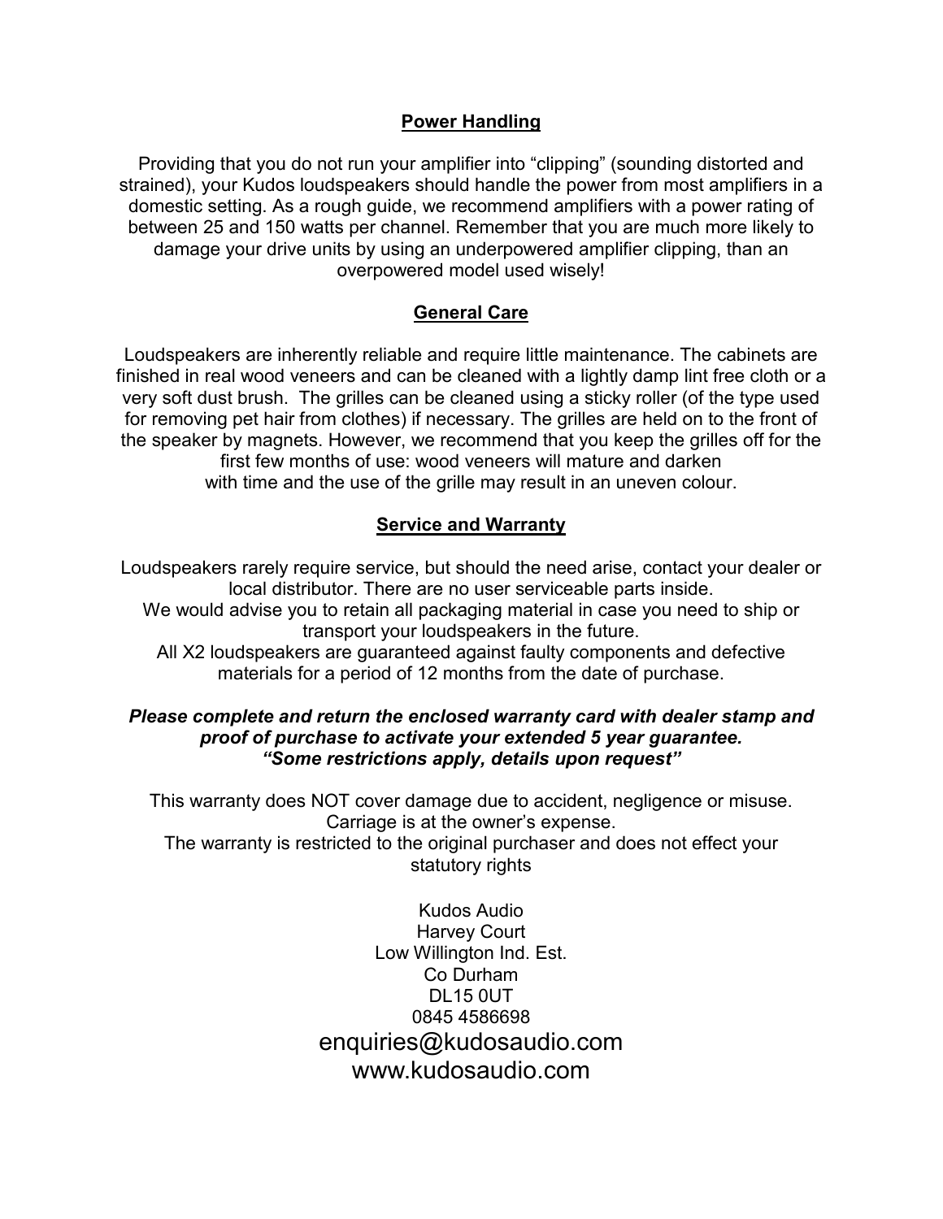## Power Handling

Providing that you do not run your amplifier into "clipping" (sounding distorted and strained), your Kudos loudspeakers should handle the power from most amplifiers in a domestic setting. As a rough guide, we recommend amplifiers with a power rating of between 25 and 150 watts per channel. Remember that you are much more likely to damage your drive units by using an underpowered amplifier clipping, than an overpowered model used wisely!

## General Care

Loudspeakers are inherently reliable and require little maintenance. The cabinets are finished in real wood veneers and can be cleaned with a lightly damp lint free cloth or a very soft dust brush. The grilles can be cleaned using a sticky roller (of the type used for removing pet hair from clothes) if necessary. The grilles are held on to the front of the speaker by magnets. However, we recommend that you keep the grilles off for the first few months of use: wood veneers will mature and darken with time and the use of the grille may result in an uneven colour.

## Service and Warranty

Loudspeakers rarely require service, but should the need arise, contact your dealer or local distributor. There are no user serviceable parts inside.
We would advise you to retain all packaging material in case you need to ship or transport your loudspeakers in the future.
All X2 loudspeakers are guaranteed against faulty components and defective materials for a period of 12 months from the date of purchase.

***Please complete and return the enclosed warranty card with dealer stamp and proof of purchase to activate your extended 5 year guarantee.***
***"Some restrictions apply, details upon request"***

This warranty does NOT cover damage due to accident, negligence or misuse.
Carriage is at the owner's expense.
The warranty is restricted to the original purchaser and does not effect your statutory rights

Kudos Audio
Harvey Court
Low Willington Ind. Est.
Co Durham
DL15 0UT
0845 4586698
enquiries@kudosaudio.com
www.kudosaudio.com